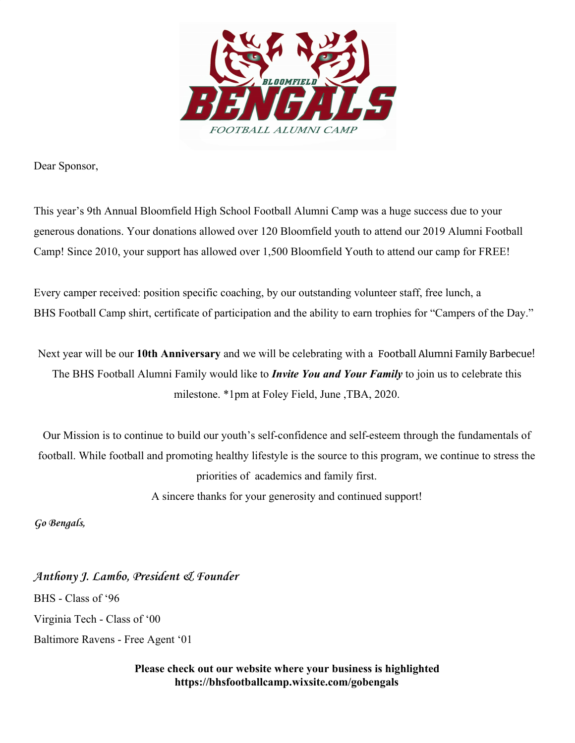BLOOMFIELD

BENGALS

FOOTBALL ALUMNI CAMP

Dear Sponsor,

This year's 9th Annual Bloomfield High School Football Alumni Camp was a huge success due to your generous donations. Your donations allowed over 120 Bloomfield youth to attend our 2019 Alumni Football Camp! Since 2010, your support has allowed over 1,500 Bloomfield Youth to attend our camp for FREE!

Every camper received: position specific coaching, by our outstanding volunteer staff, free lunch, a BHS Football Camp shirt, certificate of participation and the ability to earn trophies for "Campers of the Day."

Next year will be our **10th Anniversary** and we will be celebrating with a Football Alumni Family Barbecue! The BHS Football Alumni Family would like to ***Invite You and Your Family*** to join us to celebrate this milestone. *1pm at Foley Field, June ,TBA, 2020.

Our Mission is to continue to build our youth's self-confidence and self-esteem through the fundamentals of football. While football and promoting healthy lifestyle is the source to this program, we continue to stress the priorities of academics and family first.

A sincere thanks for your generosity and continued support!

*Go Bengals,*

*Anthony J. Lambo, President & Founder*

BHS - Class of '96

Virginia Tech - Class of '00

Baltimore Ravens - Free Agent '01

**Please check out our website where your business is highlighted**
**https://bhsfootballcamp.wixsite.com/gobengals**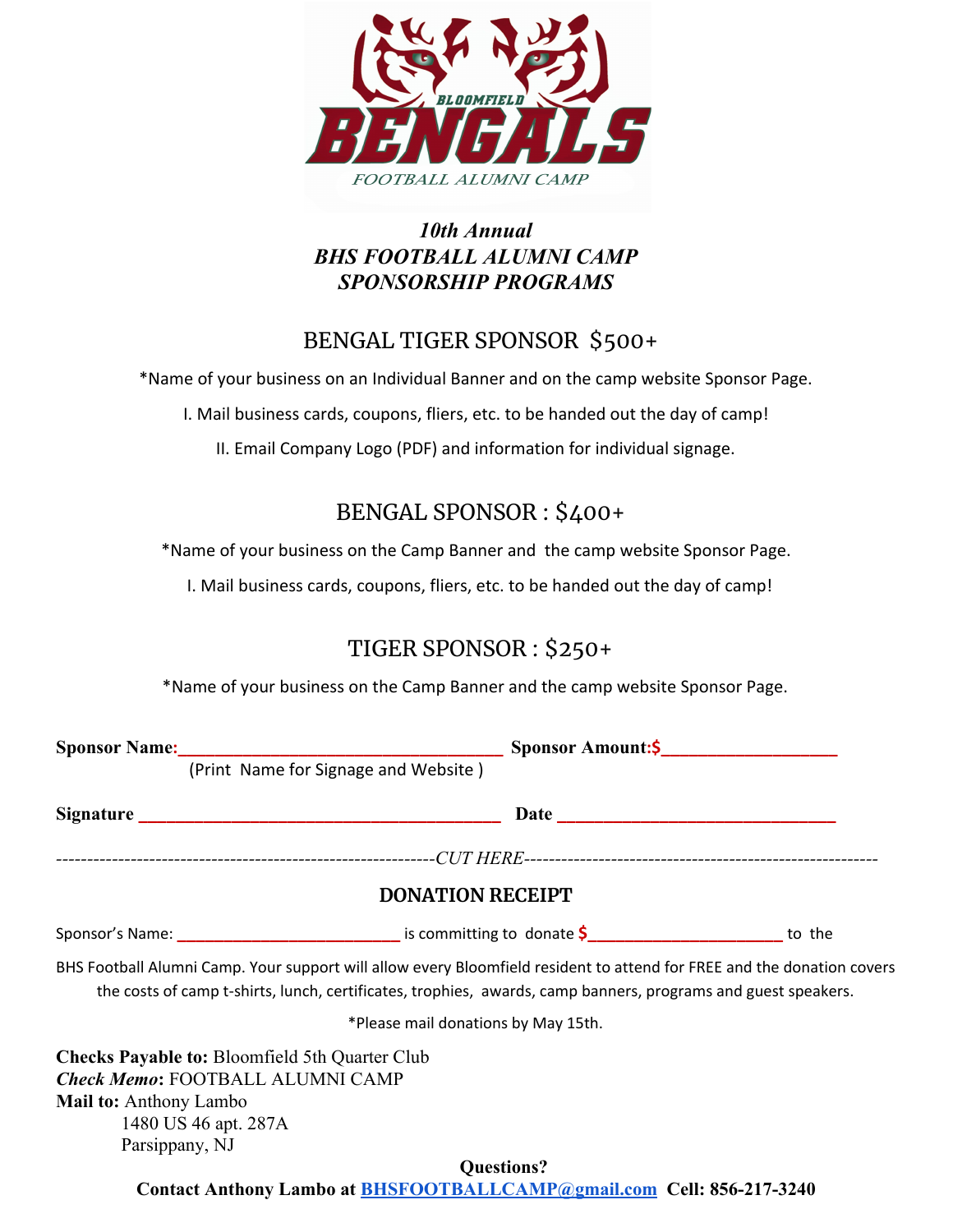BLOOMFIELD

BENGALS

FOOTBALL ALUMNI CAMP

***10th Annual***
***BHS FOOTBALL ALUMNI CAMP***
***SPONSORSHIP PROGRAMS***

## BENGAL TIGER SPONSOR $500+

*Name of your business on an Individual Banner and on the camp website Sponsor Page.

I. Mail business cards, coupons, fliers, etc. to be handed out the day of camp!

II. Email Company Logo (PDF) and information for individual signage.

## BENGAL SPONSOR : $400+

*Name of your business on the Camp Banner and the camp website Sponsor Page.

I. Mail business cards, coupons, fliers, etc. to be handed out the day of camp!

## TIGER SPONSOR : $250+

*Name of your business on the Camp Banner and the camp website Sponsor Page.

**Sponsor Name:**___________________________________ **Sponsor Amount:$**__________________
(Print Name for Signage and Website )

**Signature** ________________________________________ **Date** ______________________________

------------------------------------------------------------*CUT HERE*---------------------------------------------------------

### DONATION RECEIPT

Sponsor's Name: _________________________ is committing to donate **$**______________________ to the BHS Football Alumni Camp. Your support will allow every Bloomfield resident to attend for FREE and the donation covers the costs of camp t-shirts, lunch, certificates, trophies, awards, camp banners, programs and guest speakers.

*Please mail donations by May 15th.

**Checks Payable to:** Bloomfield 5th Quarter Club
***Check Memo*****:** FOOTBALL ALUMNI CAMP
**Mail to:** Anthony Lambo
1480 US 46 apt. 287A
Parsippany, NJ

**Questions?**
**Contact Anthony Lambo at [BHSFOOTBALLCAMP@gmail.com](mailto:BHSFOOTBALLCAMP@gmail.com) Cell: 856-217-3240**